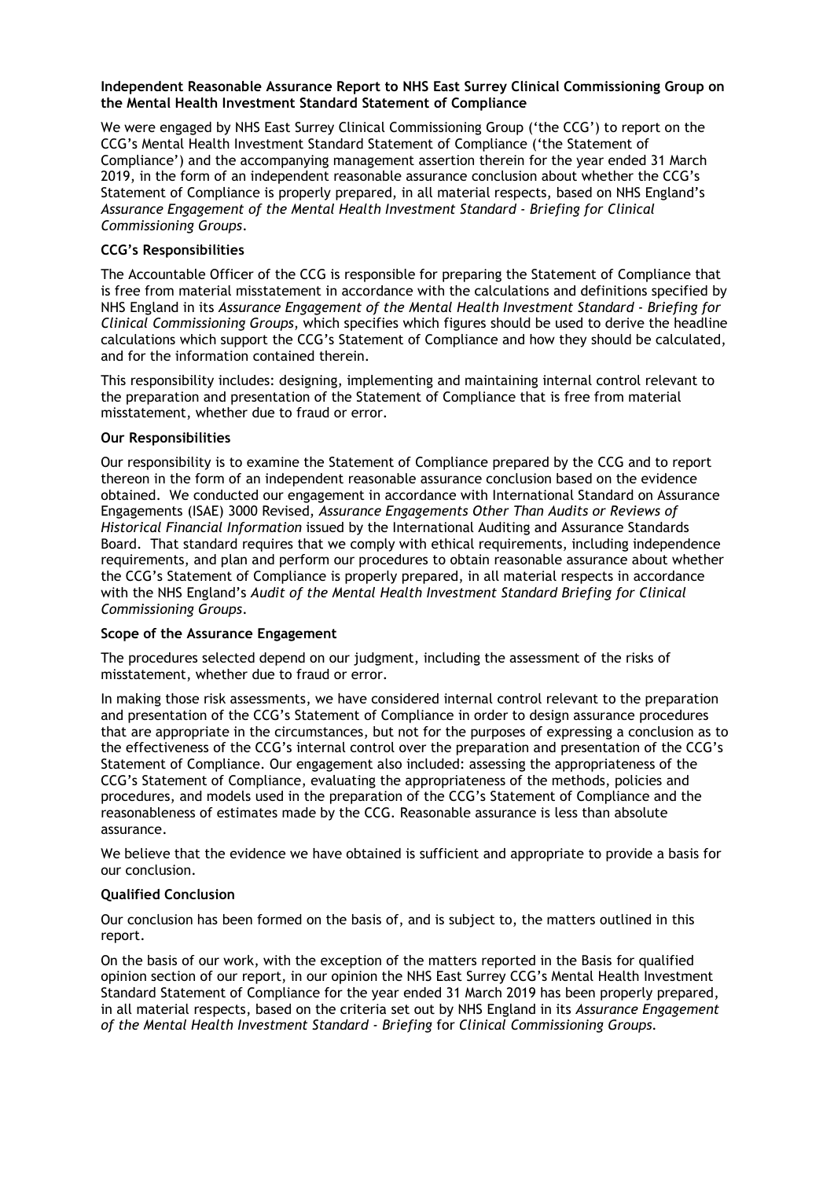**Independent Reasonable Assurance Report to NHS East Surrey Clinical Commissioning Group on the Mental Health Investment Standard Statement of Compliance**

We were engaged by NHS East Surrey Clinical Commissioning Group ('the CCG') to report on the CCG's Mental Health Investment Standard Statement of Compliance ('the Statement of Compliance') and the accompanying management assertion therein for the year ended 31 March 2019, in the form of an independent reasonable assurance conclusion about whether the CCG's Statement of Compliance is properly prepared, in all material respects, based on NHS England's *Assurance Engagement of the Mental Health Investment Standard - Briefing for Clinical Commissioning Groups*.

**CCG's Responsibilities**

The Accountable Officer of the CCG is responsible for preparing the Statement of Compliance that is free from material misstatement in accordance with the calculations and definitions specified by NHS England in its *Assurance Engagement of the Mental Health Investment Standard - Briefing for Clinical Commissioning Groups*, which specifies which figures should be used to derive the headline calculations which support the CCG's Statement of Compliance and how they should be calculated, and for the information contained therein.

This responsibility includes: designing, implementing and maintaining internal control relevant to the preparation and presentation of the Statement of Compliance that is free from material misstatement, whether due to fraud or error.

**Our Responsibilities**

Our responsibility is to examine the Statement of Compliance prepared by the CCG and to report thereon in the form of an independent reasonable assurance conclusion based on the evidence obtained. We conducted our engagement in accordance with International Standard on Assurance Engagements (ISAE) 3000 Revised, *Assurance Engagements Other Than Audits or Reviews of Historical Financial Information* issued by the International Auditing and Assurance Standards Board. That standard requires that we comply with ethical requirements, including independence requirements, and plan and perform our procedures to obtain reasonable assurance about whether the CCG's Statement of Compliance is properly prepared, in all material respects in accordance with the NHS England's *Audit of the Mental Health Investment Standard Briefing for Clinical Commissioning Groups*.

**Scope of the Assurance Engagement**

The procedures selected depend on our judgment, including the assessment of the risks of misstatement, whether due to fraud or error.

In making those risk assessments, we have considered internal control relevant to the preparation and presentation of the CCG's Statement of Compliance in order to design assurance procedures that are appropriate in the circumstances, but not for the purposes of expressing a conclusion as to the effectiveness of the CCG's internal control over the preparation and presentation of the CCG's Statement of Compliance. Our engagement also included: assessing the appropriateness of the CCG's Statement of Compliance, evaluating the appropriateness of the methods, policies and procedures, and models used in the preparation of the CCG's Statement of Compliance and the reasonableness of estimates made by the CCG. Reasonable assurance is less than absolute assurance.

We believe that the evidence we have obtained is sufficient and appropriate to provide a basis for our conclusion.

**Qualified Conclusion**

Our conclusion has been formed on the basis of, and is subject to, the matters outlined in this report.

On the basis of our work, with the exception of the matters reported in the Basis for qualified opinion section of our report, in our opinion the NHS East Surrey CCG's Mental Health Investment Standard Statement of Compliance for the year ended 31 March 2019 has been properly prepared, in all material respects, based on the criteria set out by NHS England in its *Assurance Engagement of the Mental Health Investment Standard - Briefing* for *Clinical Commissioning Groups*.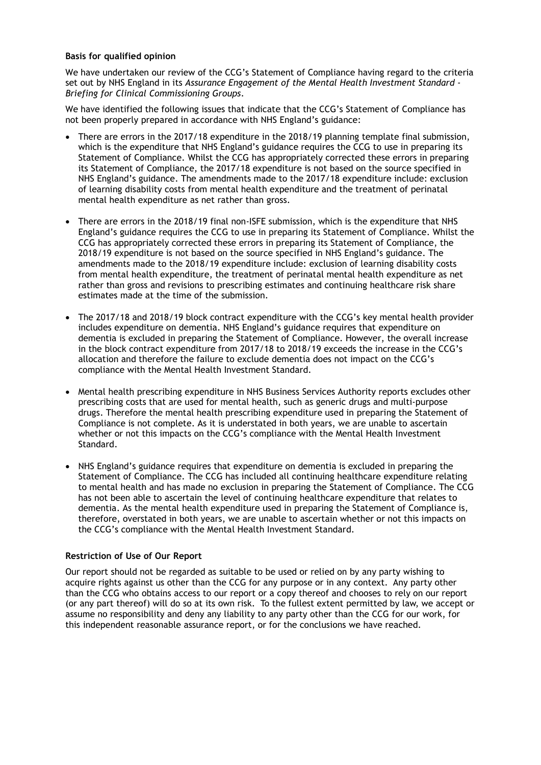**Basis for qualified opinion**

We have undertaken our review of the CCG's Statement of Compliance having regard to the criteria set out by NHS England in its *Assurance Engagement of the Mental Health Investment Standard - Briefing for Clinical Commissioning Groups*.

We have identified the following issues that indicate that the CCG's Statement of Compliance has not been properly prepared in accordance with NHS England's guidance:

- There are errors in the 2017/18 expenditure in the 2018/19 planning template final submission, which is the expenditure that NHS England's guidance requires the CCG to use in preparing its Statement of Compliance. Whilst the CCG has appropriately corrected these errors in preparing its Statement of Compliance, the 2017/18 expenditure is not based on the source specified in NHS England's guidance. The amendments made to the 2017/18 expenditure include: exclusion of learning disability costs from mental health expenditure and the treatment of perinatal mental health expenditure as net rather than gross.

- There are errors in the 2018/19 final non-ISFE submission, which is the expenditure that NHS England's guidance requires the CCG to use in preparing its Statement of Compliance. Whilst the CCG has appropriately corrected these errors in preparing its Statement of Compliance, the 2018/19 expenditure is not based on the source specified in NHS England's guidance. The amendments made to the 2018/19 expenditure include: exclusion of learning disability costs from mental health expenditure, the treatment of perinatal mental health expenditure as net rather than gross and revisions to prescribing estimates and continuing healthcare risk share estimates made at the time of the submission.

- The 2017/18 and 2018/19 block contract expenditure with the CCG's key mental health provider includes expenditure on dementia. NHS England's guidance requires that expenditure on dementia is excluded in preparing the Statement of Compliance. However, the overall increase in the block contract expenditure from 2017/18 to 2018/19 exceeds the increase in the CCG's allocation and therefore the failure to exclude dementia does not impact on the CCG's compliance with the Mental Health Investment Standard.

- Mental health prescribing expenditure in NHS Business Services Authority reports excludes other prescribing costs that are used for mental health, such as generic drugs and multi-purpose drugs. Therefore the mental health prescribing expenditure used in preparing the Statement of Compliance is not complete. As it is understated in both years, we are unable to ascertain whether or not this impacts on the CCG's compliance with the Mental Health Investment Standard.

- NHS England's guidance requires that expenditure on dementia is excluded in preparing the Statement of Compliance. The CCG has included all continuing healthcare expenditure relating to mental health and has made no exclusion in preparing the Statement of Compliance. The CCG has not been able to ascertain the level of continuing healthcare expenditure that relates to dementia. As the mental health expenditure used in preparing the Statement of Compliance is, therefore, overstated in both years, we are unable to ascertain whether or not this impacts on the CCG's compliance with the Mental Health Investment Standard.

**Restriction of Use of Our Report**

Our report should not be regarded as suitable to be used or relied on by any party wishing to acquire rights against us other than the CCG for any purpose or in any context. Any party other than the CCG who obtains access to our report or a copy thereof and chooses to rely on our report (or any part thereof) will do so at its own risk. To the fullest extent permitted by law, we accept or assume no responsibility and deny any liability to any party other than the CCG for our work, for this independent reasonable assurance report, or for the conclusions we have reached.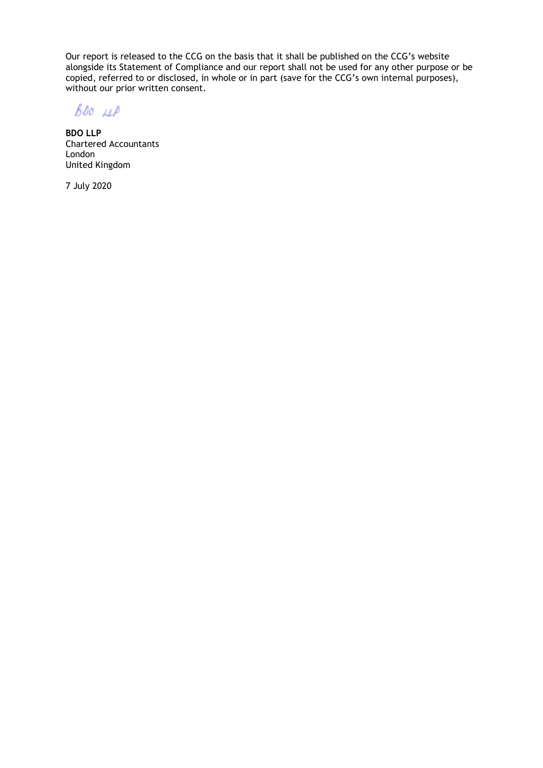Our report is released to the CCG on the basis that it shall be published on the CCG's website alongside its Statement of Compliance and our report shall not be used for any other purpose or be copied, referred to or disclosed, in whole or in part (save for the CCG's own internal purposes), without our prior written consent.

BDO LLP

**BDO LLP**
Chartered Accountants
London
United Kingdom

7 July 2020